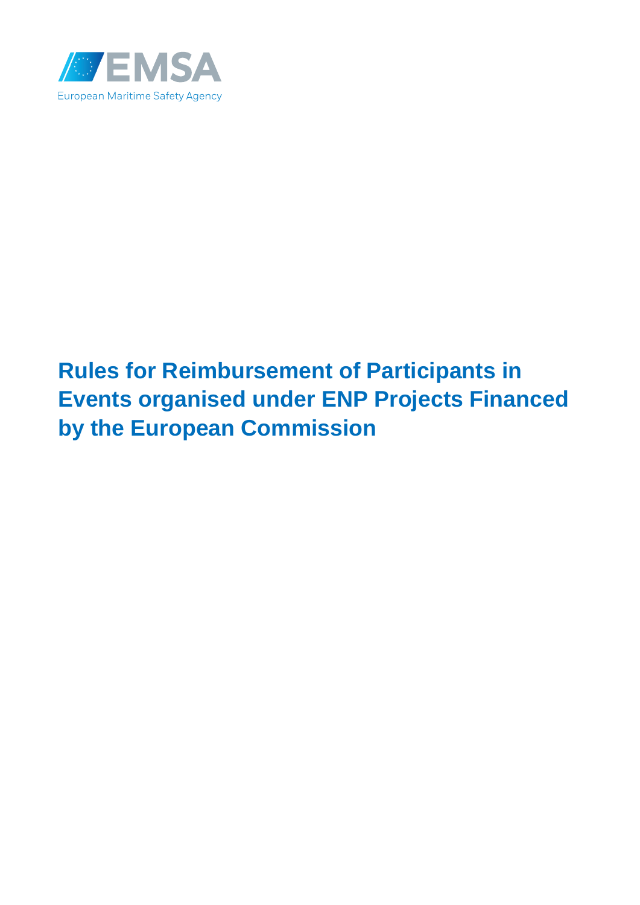EMSA

European Maritime Safety Agency

# Rules for Reimbursement of Participants in Events organised under ENP Projects Financed by the European Commission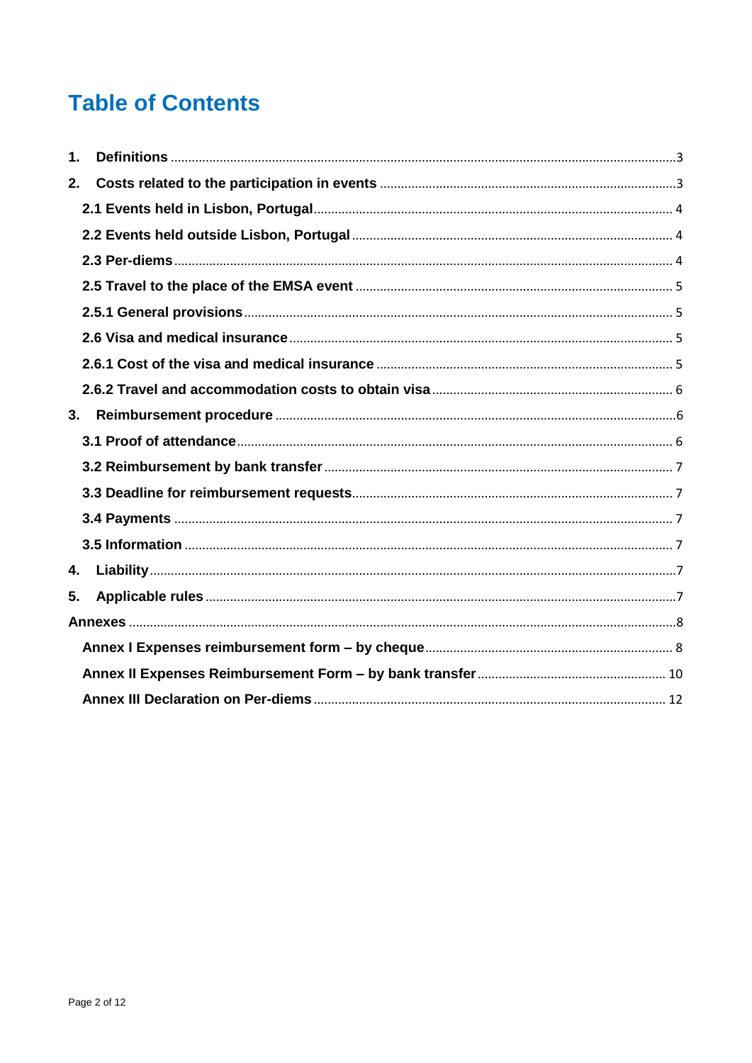# Table of Contents

1. **Definitions** ... 3
2. **Costs related to the participation in events** ... 3
   - **2.1 Events held in Lisbon, Portugal** ... 4
   - **2.2 Events held outside Lisbon, Portugal** ... 4
   - **2.3 Per-diems** ... 4
   - **2.5 Travel to the place of the EMSA event** ... 5
   - **2.5.1 General provisions** ... 5
   - **2.6 Visa and medical insurance** ... 5
   - **2.6.1 Cost of the visa and medical insurance** ... 5
   - **2.6.2 Travel and accommodation costs to obtain visa** ... 6
3. **Reimbursement procedure** ... 6
   - **3.1 Proof of attendance** ... 6
   - **3.2 Reimbursement by bank transfer** ... 7
   - **3.3 Deadline for reimbursement requests** ... 7
   - **3.4 Payments** ... 7
   - **3.5 Information** ... 7
4. **Liability** ... 7
5. **Applicable rules** ... 7

**Annexes** ... 8

- **Annex I Expenses reimbursement form – by cheque** ... 8
- **Annex II Expenses Reimbursement Form – by bank transfer** ... 10
- **Annex III Declaration on Per-diems** ... 12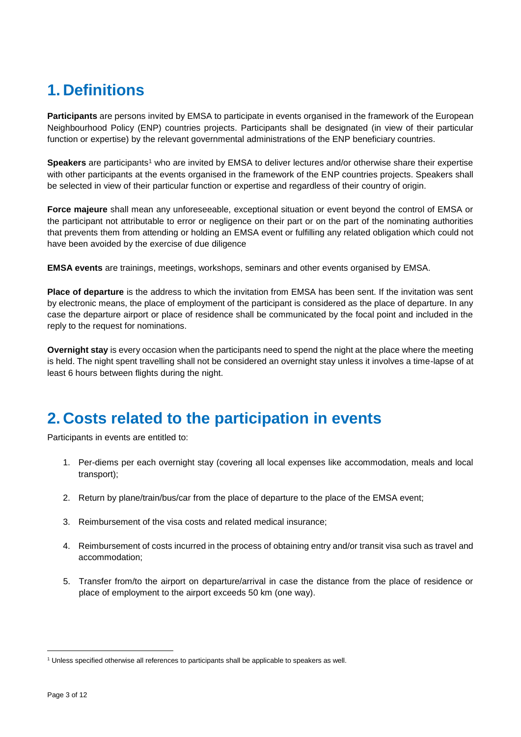# 1. Definitions

**Participants** are persons invited by EMSA to participate in events organised in the framework of the European Neighbourhood Policy (ENP) countries projects. Participants shall be designated (in view of their particular function or expertise) by the relevant governmental administrations of the ENP beneficiary countries.

**Speakers** are participants[1] who are invited by EMSA to deliver lectures and/or otherwise share their expertise with other participants at the events organised in the framework of the ENP countries projects. Speakers shall be selected in view of their particular function or expertise and regardless of their country of origin.

**Force majeure** shall mean any unforeseeable, exceptional situation or event beyond the control of EMSA or the participant not attributable to error or negligence on their part or on the part of the nominating authorities that prevents them from attending or holding an EMSA event or fulfilling any related obligation which could not have been avoided by the exercise of due diligence

**EMSA events** are trainings, meetings, workshops, seminars and other events organised by EMSA.

**Place of departure** is the address to which the invitation from EMSA has been sent. If the invitation was sent by electronic means, the place of employment of the participant is considered as the place of departure. In any case the departure airport or place of residence shall be communicated by the focal point and included in the reply to the request for nominations.

**Overnight stay** is every occasion when the participants need to spend the night at the place where the meeting is held. The night spent travelling shall not be considered an overnight stay unless it involves a time-lapse of at least 6 hours between flights during the night.

# 2. Costs related to the participation in events

Participants in events are entitled to:

1. Per-diems per each overnight stay (covering all local expenses like accommodation, meals and local transport);
2. Return by plane/train/bus/car from the place of departure to the place of the EMSA event;
3. Reimbursement of the visa costs and related medical insurance;
4. Reimbursement of costs incurred in the process of obtaining entry and/or transit visa such as travel and accommodation;
5. Transfer from/to the airport on departure/arrival in case the distance from the place of residence or place of employment to the airport exceeds 50 km (one way).

[1] Unless specified otherwise all references to participants shall be applicable to speakers as well.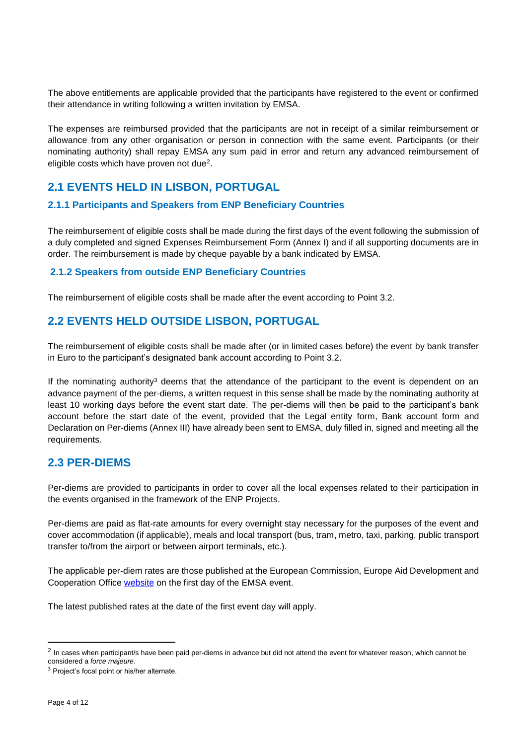The above entitlements are applicable provided that the participants have registered to the event or confirmed their attendance in writing following a written invitation by EMSA.

The expenses are reimbursed provided that the participants are not in receipt of a similar reimbursement or allowance from any other organisation or person in connection with the same event. Participants (or their nominating authority) shall repay EMSA any sum paid in error and return any advanced reimbursement of eligible costs which have proven not due[2].

## 2.1 EVENTS HELD IN LISBON, PORTUGAL

### 2.1.1 Participants and Speakers from ENP Beneficiary Countries

The reimbursement of eligible costs shall be made during the first days of the event following the submission of a duly completed and signed Expenses Reimbursement Form (Annex I) and if all supporting documents are in order. The reimbursement is made by cheque payable by a bank indicated by EMSA.

### 2.1.2 Speakers from outside ENP Beneficiary Countries

The reimbursement of eligible costs shall be made after the event according to Point 3.2.

## 2.2 EVENTS HELD OUTSIDE LISBON, PORTUGAL

The reimbursement of eligible costs shall be made after (or in limited cases before) the event by bank transfer in Euro to the participant's designated bank account according to Point 3.2.

If the nominating authority[3] deems that the attendance of the participant to the event is dependent on an advance payment of the per-diems, a written request in this sense shall be made by the nominating authority at least 10 working days before the event start date. The per-diems will then be paid to the participant's bank account before the start date of the event, provided that the Legal entity form, Bank account form and Declaration on Per-diems (Annex III) have already been sent to EMSA, duly filled in, signed and meeting all the requirements.

## 2.3 PER-DIEMS

Per-diems are provided to participants in order to cover all the local expenses related to their participation in the events organised in the framework of the ENP Projects.

Per-diems are paid as flat-rate amounts for every overnight stay necessary for the purposes of the event and cover accommodation (if applicable), meals and local transport (bus, tram, metro, taxi, parking, public transport transfer to/from the airport or between airport terminals, etc.).

The applicable per-diem rates are those published at the European Commission, Europe Aid Development and Cooperation Office website on the first day of the EMSA event.

The latest published rates at the date of the first event day will apply.

---

[2] In cases when participant/s have been paid per-diems in advance but did not attend the event for whatever reason, which cannot be considered a *force majeure*.

[3] Project's focal point or his/her alternate.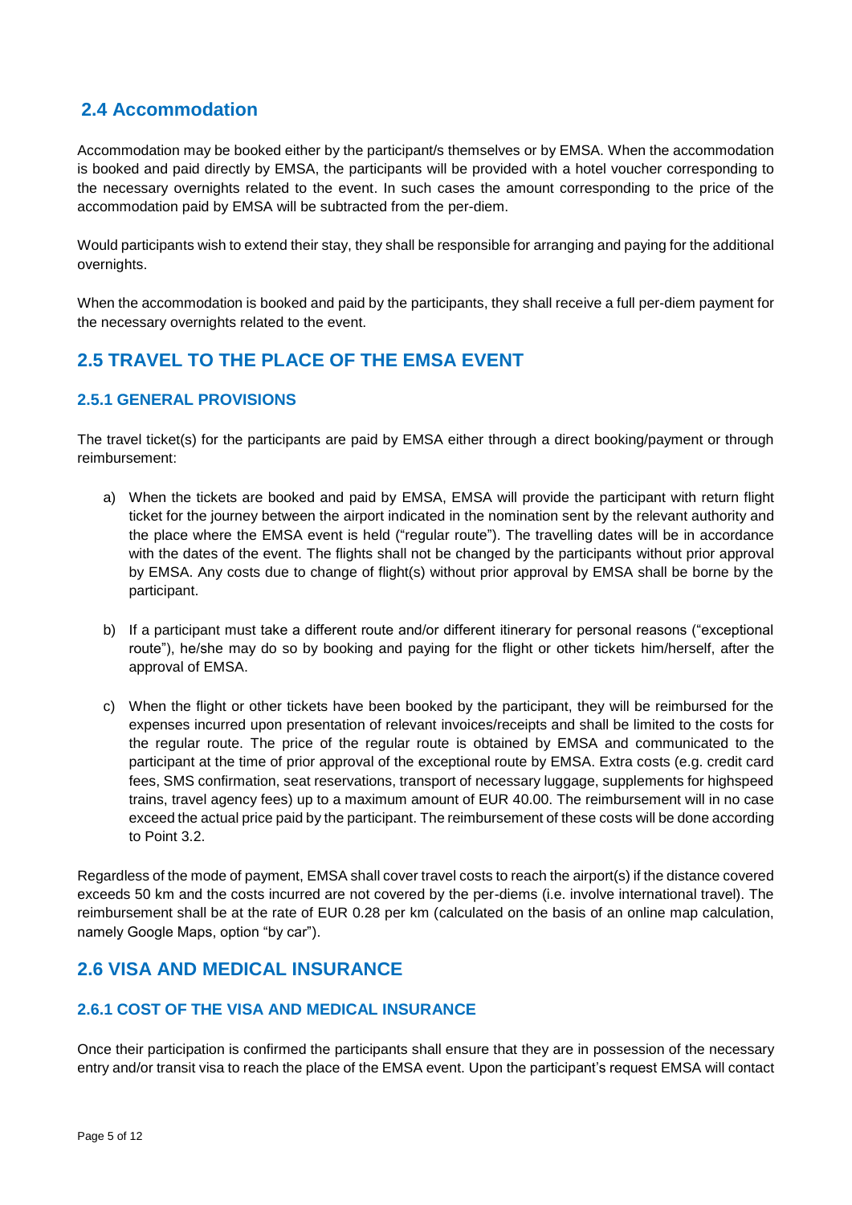## 2.4 Accommodation

Accommodation may be booked either by the participant/s themselves or by EMSA. When the accommodation is booked and paid directly by EMSA, the participants will be provided with a hotel voucher corresponding to the necessary overnights related to the event. In such cases the amount corresponding to the price of the accommodation paid by EMSA will be subtracted from the per-diem.

Would participants wish to extend their stay, they shall be responsible for arranging and paying for the additional overnights.

When the accommodation is booked and paid by the participants, they shall receive a full per-diem payment for the necessary overnights related to the event.

## 2.5 TRAVEL TO THE PLACE OF THE EMSA EVENT

### 2.5.1 GENERAL PROVISIONS

The travel ticket(s) for the participants are paid by EMSA either through a direct booking/payment or through reimbursement:

a) When the tickets are booked and paid by EMSA, EMSA will provide the participant with return flight ticket for the journey between the airport indicated in the nomination sent by the relevant authority and the place where the EMSA event is held ("regular route"). The travelling dates will be in accordance with the dates of the event. The flights shall not be changed by the participants without prior approval by EMSA. Any costs due to change of flight(s) without prior approval by EMSA shall be borne by the participant.

b) If a participant must take a different route and/or different itinerary for personal reasons ("exceptional route"), he/she may do so by booking and paying for the flight or other tickets him/herself, after the approval of EMSA.

c) When the flight or other tickets have been booked by the participant, they will be reimbursed for the expenses incurred upon presentation of relevant invoices/receipts and shall be limited to the costs for the regular route. The price of the regular route is obtained by EMSA and communicated to the participant at the time of prior approval of the exceptional route by EMSA. Extra costs (e.g. credit card fees, SMS confirmation, seat reservations, transport of necessary luggage, supplements for highspeed trains, travel agency fees) up to a maximum amount of EUR 40.00. The reimbursement will in no case exceed the actual price paid by the participant. The reimbursement of these costs will be done according to Point 3.2.

Regardless of the mode of payment, EMSA shall cover travel costs to reach the airport(s) if the distance covered exceeds 50 km and the costs incurred are not covered by the per-diems (i.e. involve international travel). The reimbursement shall be at the rate of EUR 0.28 per km (calculated on the basis of an online map calculation, namely Google Maps, option "by car").

## 2.6 VISA AND MEDICAL INSURANCE

### 2.6.1 COST OF THE VISA AND MEDICAL INSURANCE

Once their participation is confirmed the participants shall ensure that they are in possession of the necessary entry and/or transit visa to reach the place of the EMSA event. Upon the participant's request EMSA will contact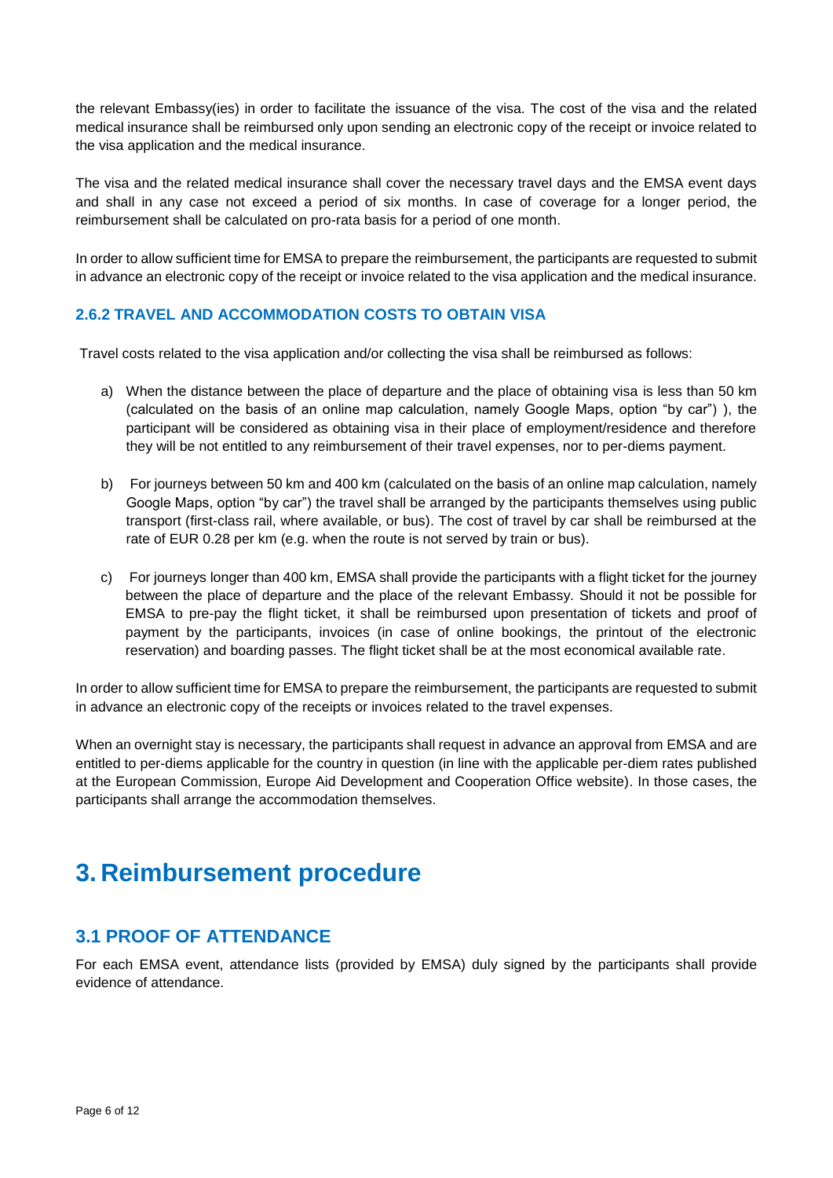the relevant Embassy(ies) in order to facilitate the issuance of the visa. The cost of the visa and the related medical insurance shall be reimbursed only upon sending an electronic copy of the receipt or invoice related to the visa application and the medical insurance.

The visa and the related medical insurance shall cover the necessary travel days and the EMSA event days and shall in any case not exceed a period of six months. In case of coverage for a longer period, the reimbursement shall be calculated on pro-rata basis for a period of one month.

In order to allow sufficient time for EMSA to prepare the reimbursement, the participants are requested to submit in advance an electronic copy of the receipt or invoice related to the visa application and the medical insurance.

### 2.6.2 TRAVEL AND ACCOMMODATION COSTS TO OBTAIN VISA

Travel costs related to the visa application and/or collecting the visa shall be reimbursed as follows:

a) When the distance between the place of departure and the place of obtaining visa is less than 50 km (calculated on the basis of an online map calculation, namely Google Maps, option "by car") ), the participant will be considered as obtaining visa in their place of employment/residence and therefore they will be not entitled to any reimbursement of their travel expenses, nor to per-diems payment.

b) For journeys between 50 km and 400 km (calculated on the basis of an online map calculation, namely Google Maps, option "by car") the travel shall be arranged by the participants themselves using public transport (first-class rail, where available, or bus). The cost of travel by car shall be reimbursed at the rate of EUR 0.28 per km (e.g. when the route is not served by train or bus).

c) For journeys longer than 400 km, EMSA shall provide the participants with a flight ticket for the journey between the place of departure and the place of the relevant Embassy. Should it not be possible for EMSA to pre-pay the flight ticket, it shall be reimbursed upon presentation of tickets and proof of payment by the participants, invoices (in case of online bookings, the printout of the electronic reservation) and boarding passes. The flight ticket shall be at the most economical available rate.

In order to allow sufficient time for EMSA to prepare the reimbursement, the participants are requested to submit in advance an electronic copy of the receipts or invoices related to the travel expenses.

When an overnight stay is necessary, the participants shall request in advance an approval from EMSA and are entitled to per-diems applicable for the country in question (in line with the applicable per-diem rates published at the European Commission, Europe Aid Development and Cooperation Office website). In those cases, the participants shall arrange the accommodation themselves.

# 3. Reimbursement procedure

## 3.1 PROOF OF ATTENDANCE

For each EMSA event, attendance lists (provided by EMSA) duly signed by the participants shall provide evidence of attendance.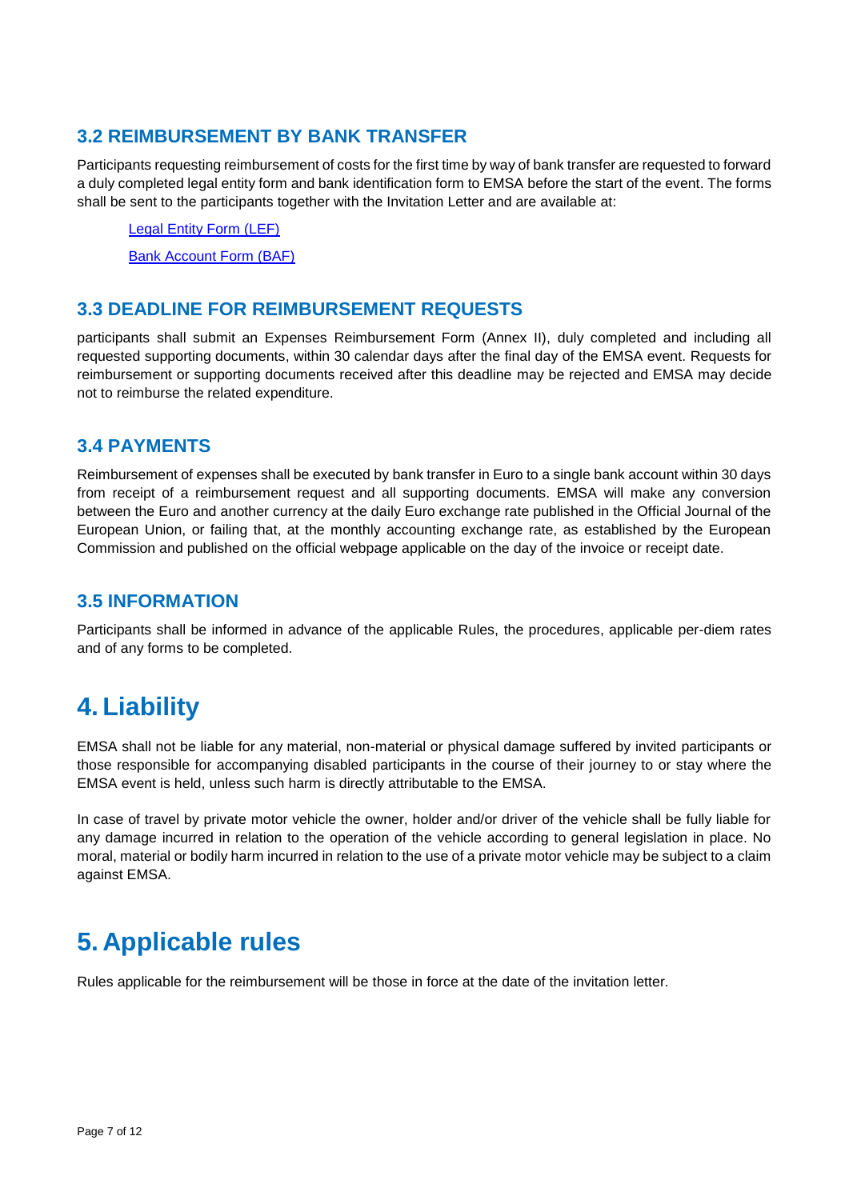### 3.2 REIMBURSEMENT BY BANK TRANSFER

Participants requesting reimbursement of costs for the first time by way of bank transfer are requested to forward a duly completed legal entity form and bank identification form to EMSA before the start of the event. The forms shall be sent to the participants together with the Invitation Letter and are available at:

Legal Entity Form (LEF)

Bank Account Form (BAF)

### 3.3 DEADLINE FOR REIMBURSEMENT REQUESTS

participants shall submit an Expenses Reimbursement Form (Annex II), duly completed and including all requested supporting documents, within 30 calendar days after the final day of the EMSA event. Requests for reimbursement or supporting documents received after this deadline may be rejected and EMSA may decide not to reimburse the related expenditure.

### 3.4 PAYMENTS

Reimbursement of expenses shall be executed by bank transfer in Euro to a single bank account within 30 days from receipt of a reimbursement request and all supporting documents. EMSA will make any conversion between the Euro and another currency at the daily Euro exchange rate published in the Official Journal of the European Union, or failing that, at the monthly accounting exchange rate, as established by the European Commission and published on the official webpage applicable on the day of the invoice or receipt date.

### 3.5 INFORMATION

Participants shall be informed in advance of the applicable Rules, the procedures, applicable per-diem rates and of any forms to be completed.

# 4. Liability

EMSA shall not be liable for any material, non-material or physical damage suffered by invited participants or those responsible for accompanying disabled participants in the course of their journey to or stay where the EMSA event is held, unless such harm is directly attributable to the EMSA.

In case of travel by private motor vehicle the owner, holder and/or driver of the vehicle shall be fully liable for any damage incurred in relation to the operation of the vehicle according to general legislation in place. No moral, material or bodily harm incurred in relation to the use of a private motor vehicle may be subject to a claim against EMSA.

# 5. Applicable rules

Rules applicable for the reimbursement will be those in force at the date of the invitation letter.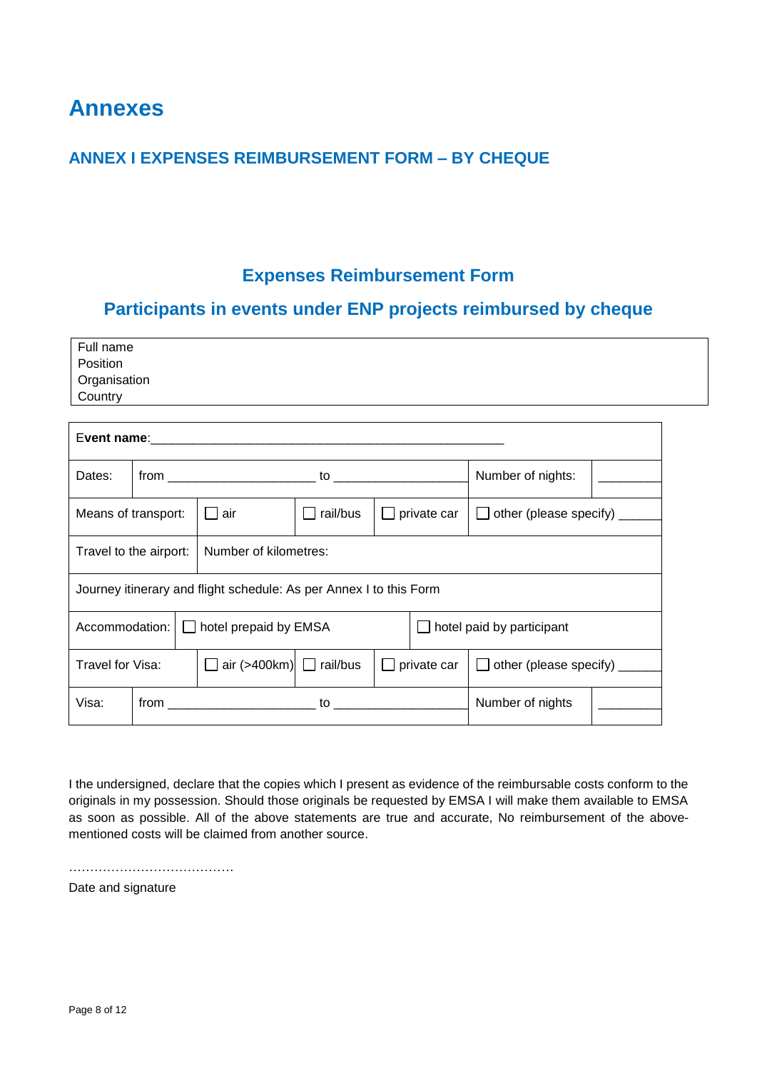# Annexes

## ANNEX I EXPENSES REIMBURSEMENT FORM – BY CHEQUE

### Expenses Reimbursement Form

### Participants in events under ENP projects reimbursed by cheque

| Full name<br>Position<br>Organisation<br>Country |
|---|

| **Event name**:_______________________________________________ | | | | | |
|---|---|---|---|---|---|
| Dates: | from ____________________ to ___________________ | | | Number of nights: | _________ |
| Means of transport: | ☐ air | ☐ rail/bus | ☐ private car | ☐ other (please specify) ______ | |
| Travel to the airport: | Number of kilometres: | | | | |
| Journey itinerary and flight schedule: As per Annex I to this Form | | | | | |
| Accommodation: | ☐ hotel prepaid by EMSA | | ☐ hotel paid by participant | | |
| Travel for Visa: | ☐ air (>400km) | ☐ rail/bus | ☐ private car | ☐ other (please specify) ______ | |
| Visa: | from ____________________ to ___________________ | | | Number of nights | _________ |

I the undersigned, declare that the copies which I present as evidence of the reimbursable costs conform to the originals in my possession. Should those originals be requested by EMSA I will make them available to EMSA as soon as possible. All of the above statements are true and accurate, No reimbursement of the above-mentioned costs will be claimed from another source.

…………………………………

Date and signature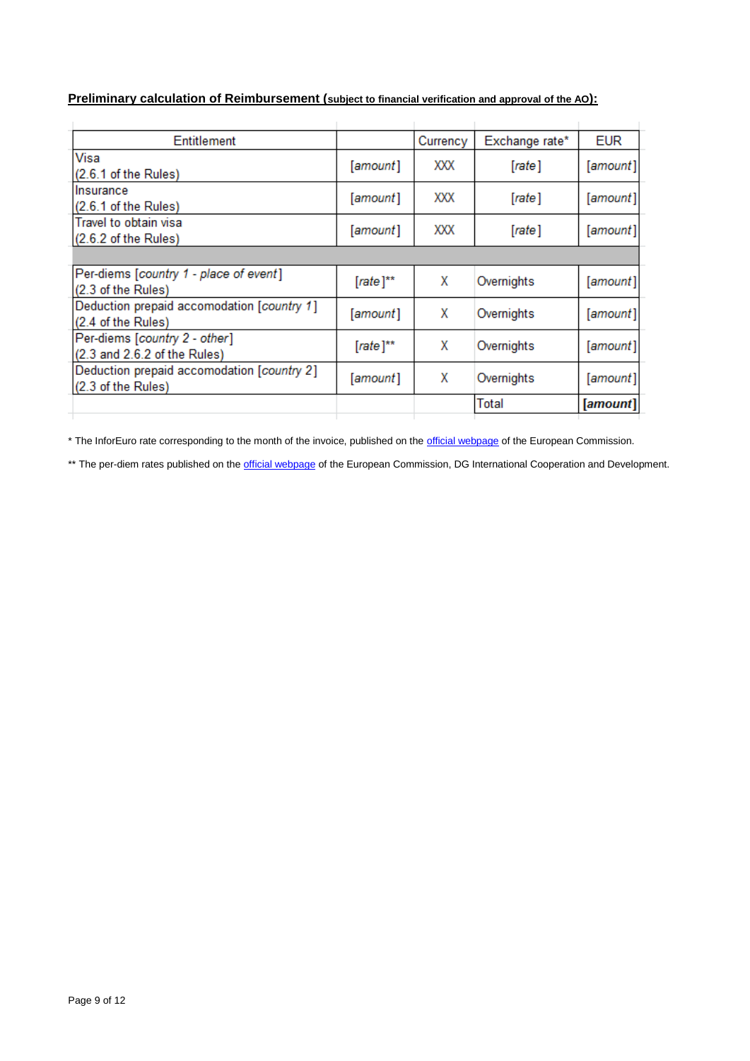**Preliminary calculation of Reimbursement (subject to financial verification and approval of the AO):**

| Entitlement | | Currency | Exchange rate* | EUR |
|---|---|---|---|---|
| Visa<br>(2.6.1 of the Rules) | *[amount]* | XXX | *[rate]* | *[amount]* |
| Insurance<br>(2.6.1 of the Rules) | *[amount]* | XXX | *[rate]* | *[amount]* |
| Travel to obtain visa<br>(2.6.2 of the Rules) | *[amount]* | XXX | *[rate]* | *[amount]* |
| | | | | |
| Per-diems [*country 1 - place of event*]<br>(2.3 of the Rules) | [*rate*]** | X | Overnights | *[amount]* |
| Deduction prepaid accomodation [*country 1*]<br>(2.4 of the Rules) | *[amount]* | X | Overnights | *[amount]* |
| Per-diems [*country 2 - other*]<br>(2.3 and 2.6.2 of the Rules) | [*rate*]** | X | Overnights | *[amount]* |
| Deduction prepaid accomodation [*country 2*]<br>(2.3 of the Rules) | *[amount]* | X | Overnights | *[amount]* |
| | | | Total | ***[amount]*** |

* The InforEuro rate corresponding to the month of the invoice, published on the official webpage of the European Commission.

** The per-diem rates published on the official webpage of the European Commission, DG International Cooperation and Development.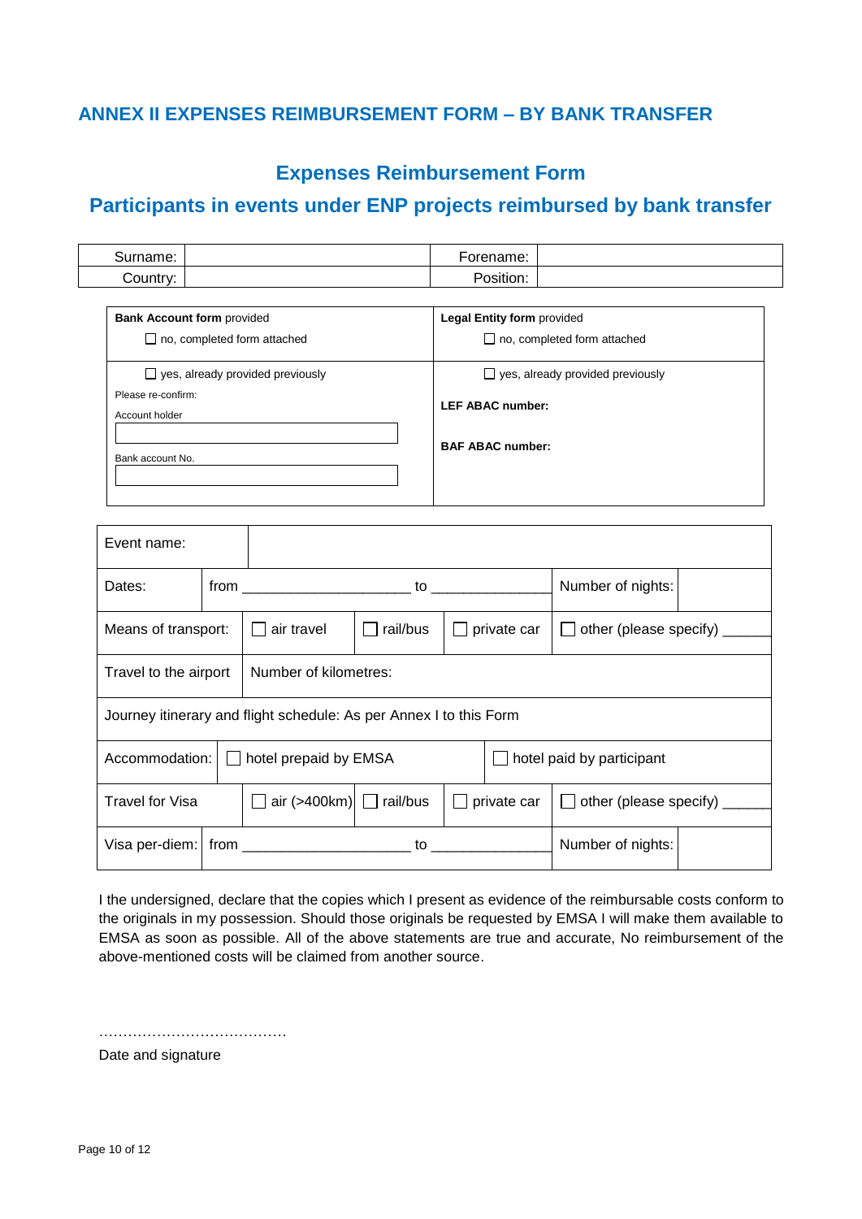## ANNEX II EXPENSES REIMBURSEMENT FORM – BY BANK TRANSFER

### Expenses Reimbursement Form

### Participants in events under ENP projects reimbursed by bank transfer

| Surname: | | Forename: | |
|---|---|---|---|
| Country: | | Position: | |

| **Bank Account form** provided | **Legal Entity form** provided |
|---|---|
| ☐ no, completed form attached | ☐ no, completed form attached |
| ☐ yes, already provided previously<br>Please re-confirm:<br>Account holder<br>\_\_\_\_\_\_\_\_\_\_<br>Bank account No.<br>\_\_\_\_\_\_\_\_\_\_ | ☐ yes, already provided previously<br>**LEF ABAC number:**<br>**BAF ABAC number:** |

| | | | | |
|---|---|---|---|---|
| Event name: | | | | |
| Dates: | from ____________________ to ______________ | | | Number of nights: |
| Means of transport: | ☐ air travel | ☐ rail/bus | ☐ private car | ☐ other (please specify) ______ |
| Travel to the airport | Number of kilometres: | | | |
| Journey itinerary and flight schedule: As per Annex I to this Form | | | | |
| Accommodation: | ☐ hotel prepaid by EMSA | | ☐ hotel paid by participant | |
| Travel for Visa | ☐ air (>400km) | ☐ rail/bus | ☐ private car | ☐ other (please specify) ______ |
| Visa per-diem: | from ____________________ to ______________ | | | Number of nights: |

I the undersigned, declare that the copies which I present as evidence of the reimbursable costs conform to the originals in my possession. Should those originals be requested by EMSA I will make them available to EMSA as soon as possible. All of the above statements are true and accurate, No reimbursement of the above-mentioned costs will be claimed from another source.

…………………………………

Date and signature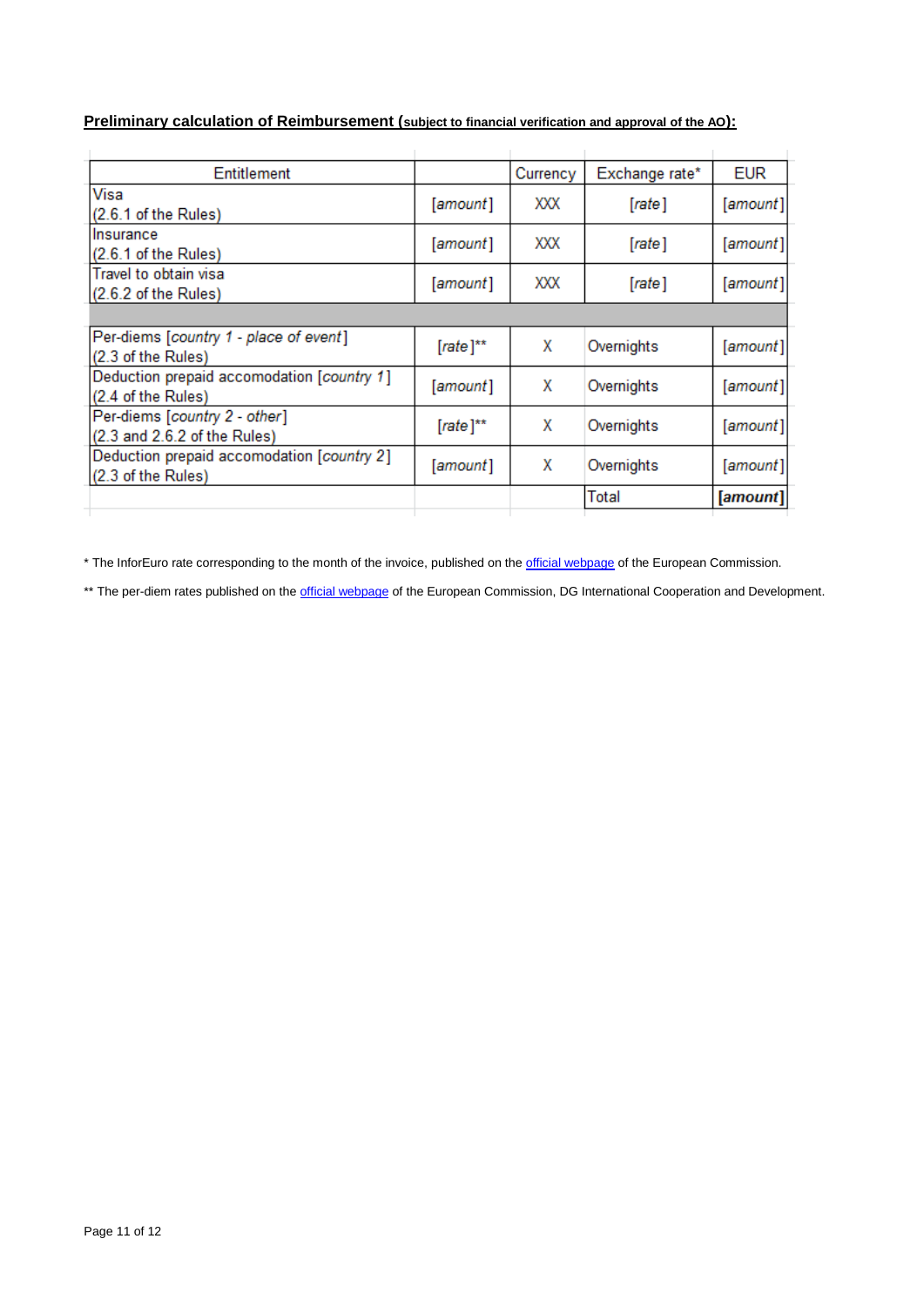**Preliminary calculation of Reimbursement (subject to financial verification and approval of the AO):**

| Entitlement | | Currency | Exchange rate* | EUR |
|---|---|---|---|---|
| Visa<br>(2.6.1 of the Rules) | *[amount]* | XXX | *[rate]* | *[amount]* |
| Insurance<br>(2.6.1 of the Rules) | *[amount]* | XXX | *[rate]* | *[amount]* |
| Travel to obtain visa<br>(2.6.2 of the Rules) | *[amount]* | XXX | *[rate]* | *[amount]* |
| | | | | |
| Per-diems [*country 1 - place of event*]<br>(2.3 of the Rules) | [*rate*]** | X | Overnights | *[amount]* |
| Deduction prepaid accomodation [*country 1*]<br>(2.4 of the Rules) | *[amount]* | X | Overnights | *[amount]* |
| Per-diems [*country 2 - other*]<br>(2.3 and 2.6.2 of the Rules) | [*rate*]** | X | Overnights | *[amount]* |
| Deduction prepaid accomodation [*country 2*]<br>(2.3 of the Rules) | *[amount]* | X | Overnights | *[amount]* |
| | | | Total | ***[amount]*** |

* The InforEuro rate corresponding to the month of the invoice, published on the official webpage of the European Commission.

** The per-diem rates published on the official webpage of the European Commission, DG International Cooperation and Development.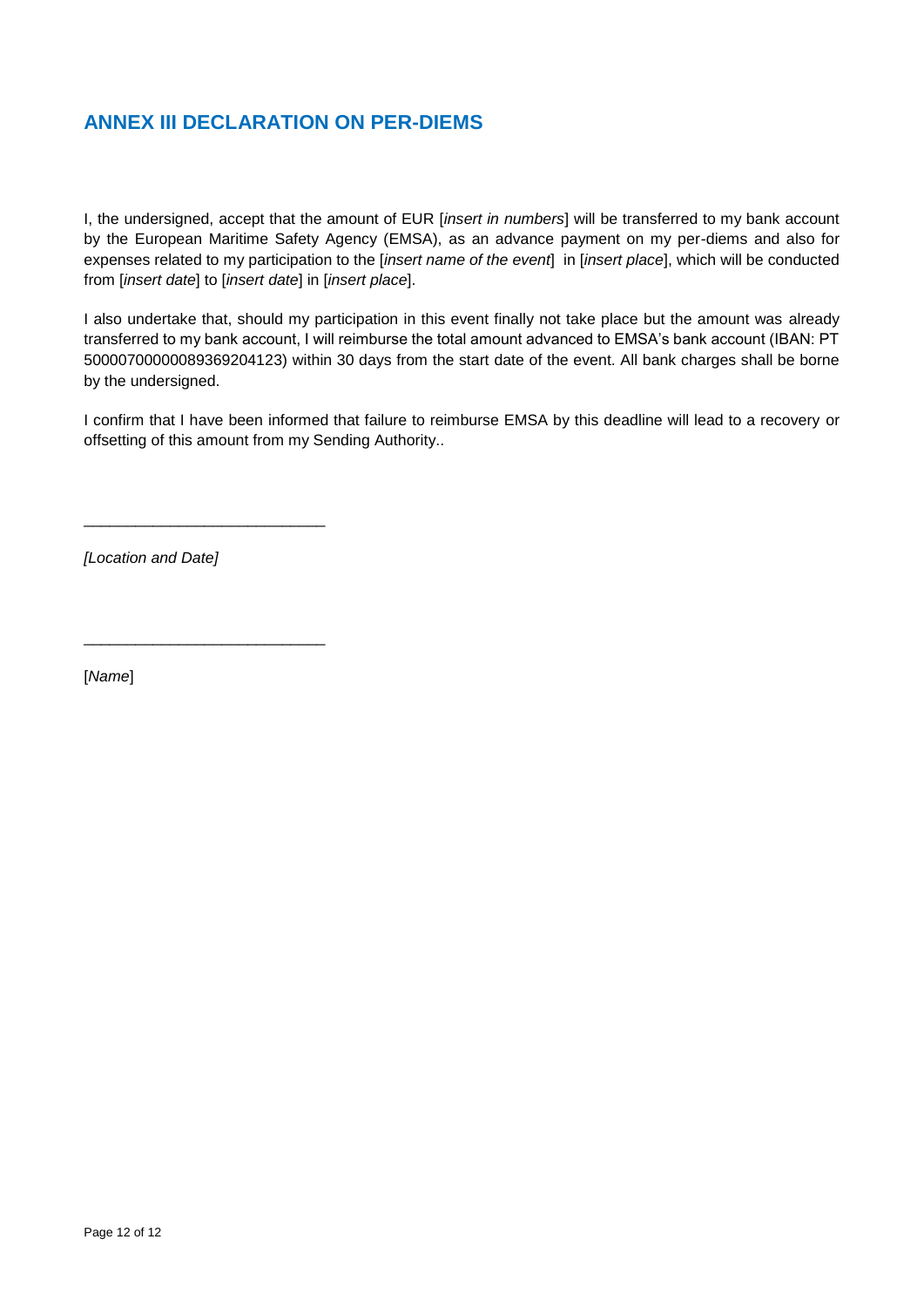## ANNEX III DECLARATION ON PER-DIEMS

I, the undersigned, accept that the amount of EUR [*insert in numbers*] will be transferred to my bank account by the European Maritime Safety Agency (EMSA), as an advance payment on my per-diems and also for expenses related to my participation to the [*insert name of the event*] in [*insert place*], which will be conducted from [*insert date*] to [*insert date*] in [*insert place*].

I also undertake that, should my participation in this event finally not take place but the amount was already transferred to my bank account, I will reimburse the total amount advanced to EMSA's bank account (IBAN: PT 50000700000089369204123) within 30 days from the start date of the event. All bank charges shall be borne by the undersigned.

I confirm that I have been informed that failure to reimburse EMSA by this deadline will lead to a recovery or offsetting of this amount from my Sending Authority..

\_\_\_\_\_\_\_\_\_\_\_\_\_\_\_\_\_\_\_\_\_\_\_\_\_\_\_\_

*[Location and Date]*

\_\_\_\_\_\_\_\_\_\_\_\_\_\_\_\_\_\_\_\_\_\_\_\_\_\_\_\_

[*Name*]